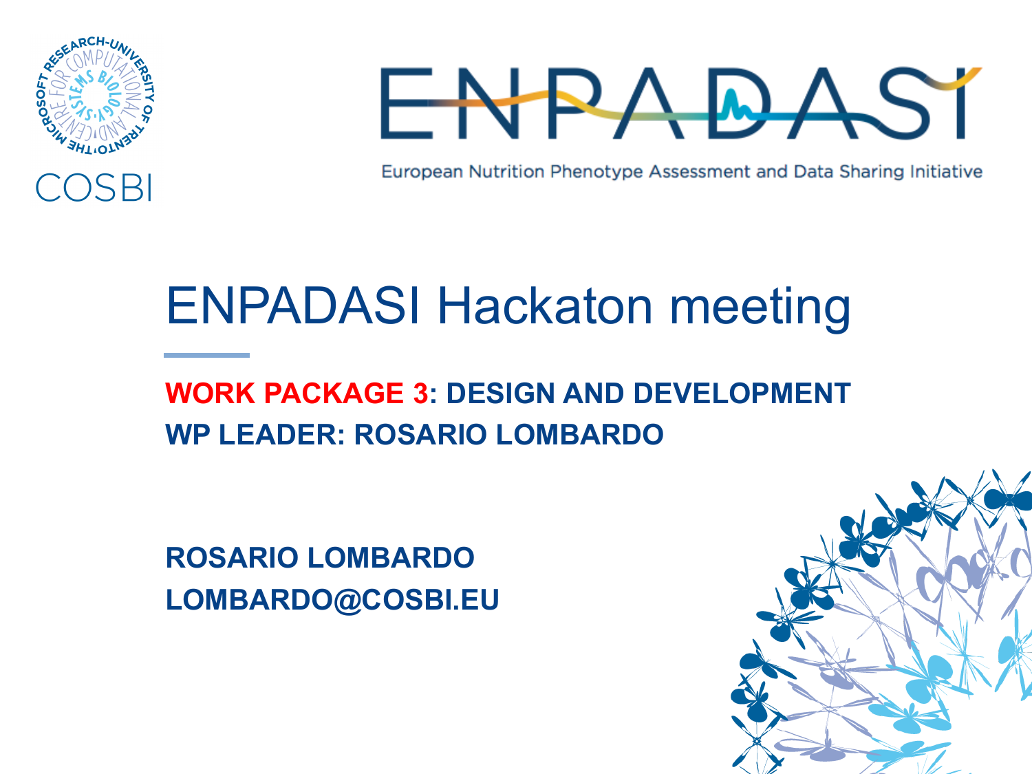COSBI

ENPADASI

European Nutrition Phenotype Assessment and Data Sharing Initiative

# ENPADASI Hackaton meeting

**WORK PACKAGE 3: DESIGN AND DEVELOPMENT**
**WP LEADER: ROSARIO LOMBARDO**

**ROSARIO LOMBARDO**
**LOMBARDO@COSBI.EU**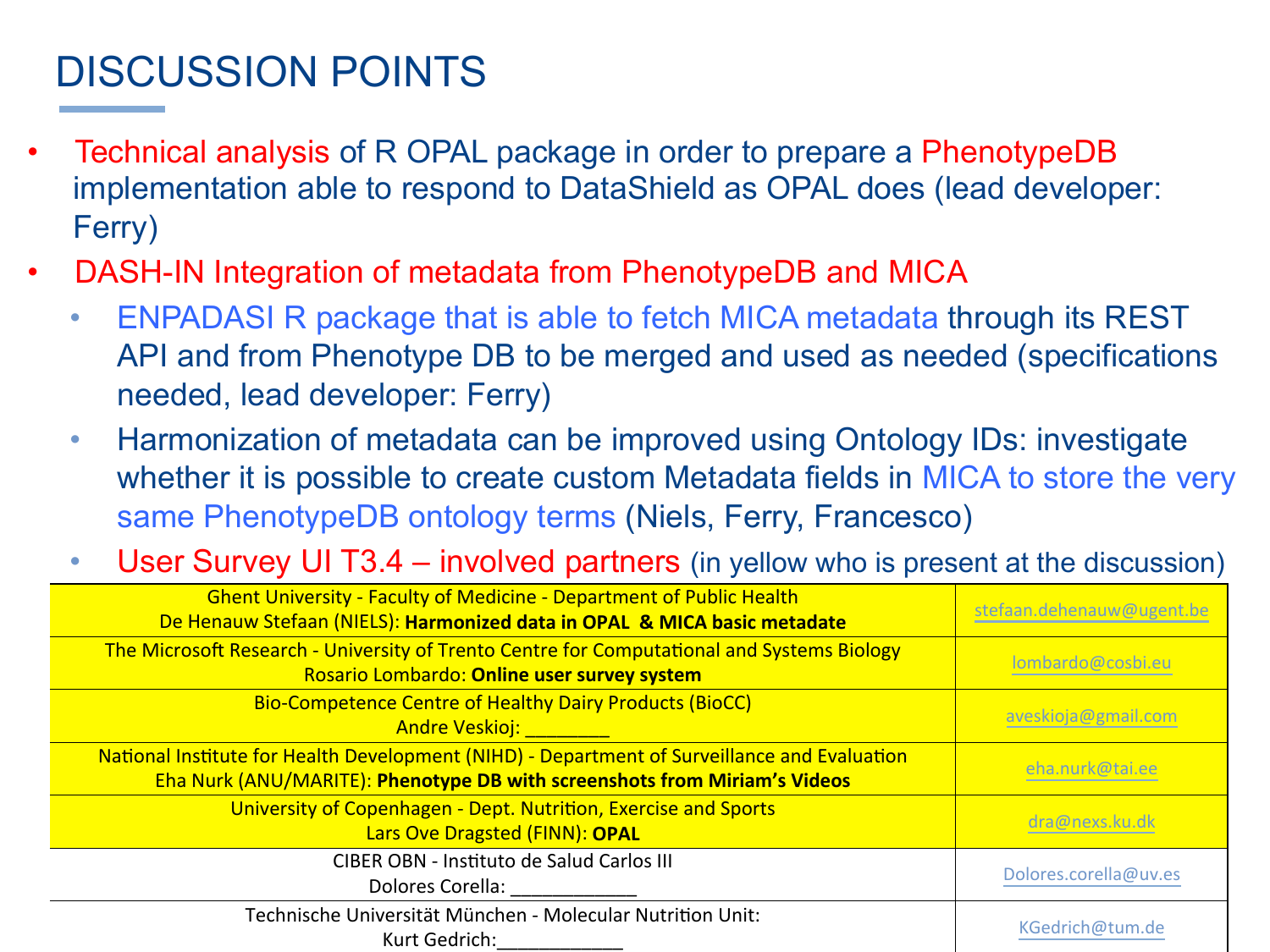# DISCUSSION POINTS

- Technical analysis of R OPAL package in order to prepare a PhenotypeDB implementation able to respond to DataShield as OPAL does (lead developer: Ferry)
- DASH-IN Integration of metadata from PhenotypeDB and MICA
  - ENPADASI R package that is able to fetch MICA metadata through its REST API and from Phenotype DB to be merged and used as needed (specifications needed, lead developer: Ferry)
  - Harmonization of metadata can be improved using Ontology IDs: investigate whether it is possible to create custom Metadata fields in MICA to store the very same PhenotypeDB ontology terms (Niels, Ferry, Francesco)
  - User Survey UI T3.4 – involved partners (in yellow who is present at the discussion)

| Partner | Email |
|---|---|
| Ghent University - Faculty of Medicine - Department of Public Health<br>De Henauw Stefaan (NIELS): **Harmonized data in OPAL & MICA basic metadate** | stefaan.dehenauw@ugent.be |
| The Microsoft Research - University of Trento Centre for Computational and Systems Biology<br>Rosario Lombardo: **Online user survey system** | lombardo@cosbi.eu |
| Bio-Competence Centre of Healthy Dairy Products (BioCC)<br>Andre Veskioj: ________ | aveskioja@gmail.com |
| National Institute for Health Development (NIHD) - Department of Surveillance and Evaluation<br>Eha Nurk (ANU/MARITE): **Phenotype DB with screenshots from Miriam's Videos** | eha.nurk@tai.ee |
| University of Copenhagen - Dept. Nutrition, Exercise and Sports<br>Lars Ove Dragsted (FINN): **OPAL** | dra@nexs.ku.dk |
| CIBER OBN - Instituto de Salud Carlos III<br>Dolores Corella: ____________ | Dolores.corella@uv.es |
| Technische Universität München - Molecular Nutrition Unit:<br>Kurt Gedrich:____________ | KGedrich@tum.de |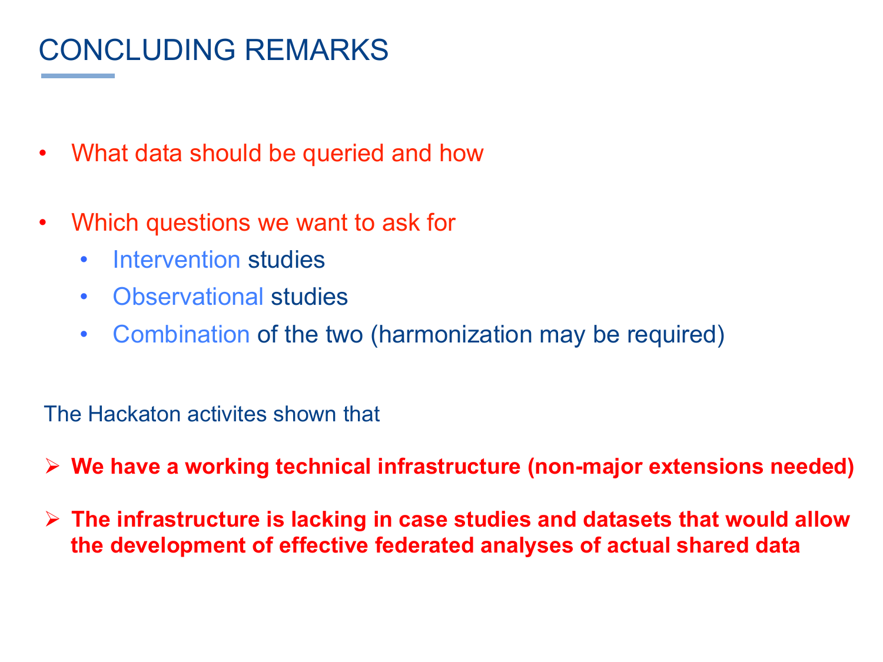# CONCLUDING REMARKS

- What data should be queried and how
- Which questions we want to ask for
  - Intervention studies
  - Observational studies
  - Combination of the two (harmonization may be required)

The Hackaton activites shown that

- **We have a working technical infrastructure (non-major extensions needed)**
- **The infrastructure is lacking in case studies and datasets that would allow the development of effective federated analyses of actual shared data**